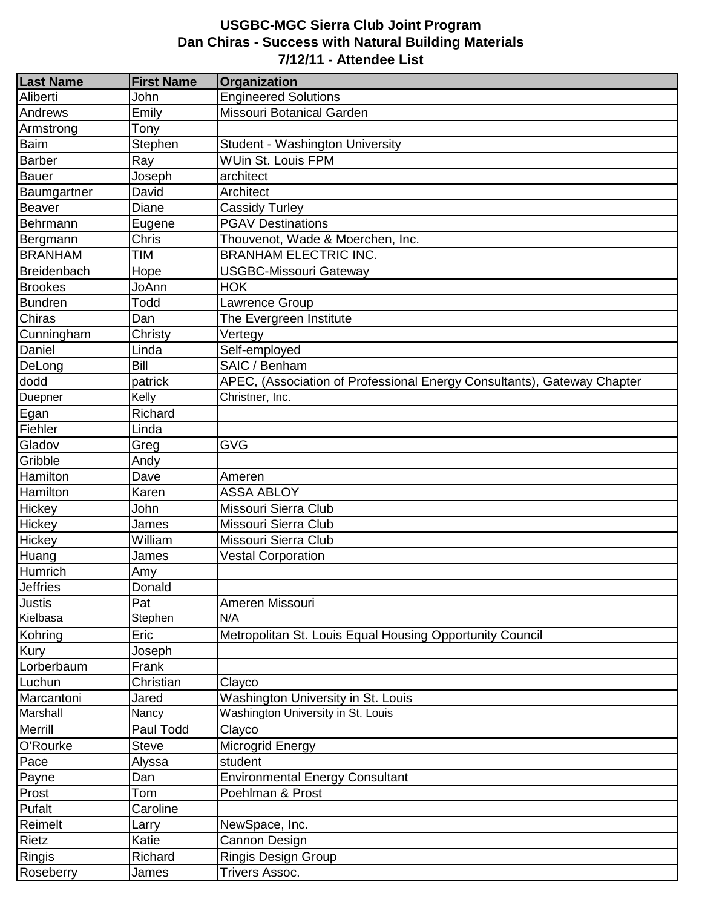**USGBC-MGC Sierra Club Joint Program**
**Dan Chiras - Success with Natural Building Materials**
**7/12/11 - Attendee List**

| Last Name | First Name | Organization |
|---|---|---|
| Aliberti | John | Engineered Solutions |
| Andrews | Emily | Missouri Botanical Garden |
| Armstrong | Tony | |
| Baim | Stephen | Student - Washington University |
| Barber | Ray | WUin St. Louis FPM |
| Bauer | Joseph | architect |
| Baumgartner | David | Architect |
| Beaver | Diane | Cassidy Turley |
| Behrmann | Eugene | PGAV Destinations |
| Bergmann | Chris | Thouvenot, Wade & Moerchen, Inc. |
| BRANHAM | TIM | BRANHAM ELECTRIC INC. |
| Breidenbach | Hope | USGBC-Missouri Gateway |
| Brookes | JoAnn | HOK |
| Bundren | Todd | Lawrence Group |
| Chiras | Dan | The Evergreen Institute |
| Cunningham | Christy | Vertegy |
| Daniel | Linda | Self-employed |
| DeLong | Bill | SAIC / Benham |
| dodd | patrick | APEC, (Association of Professional Energy Consultants), Gateway Chapter |
| Duepner | Kelly | Christner, Inc. |
| Egan | Richard | |
| Fiehler | Linda | |
| Gladov | Greg | GVG |
| Gribble | Andy | |
| Hamilton | Dave | Ameren |
| Hamilton | Karen | ASSA ABLOY |
| Hickey | John | Missouri Sierra Club |
| Hickey | James | Missouri Sierra Club |
| Hickey | William | Missouri Sierra Club |
| Huang | James | Vestal Corporation |
| Humrich | Amy | |
| Jeffries | Donald | |
| Justis | Pat | Ameren Missouri |
| Kielbasa | Stephen | N/A |
| Kohring | Eric | Metropolitan St. Louis Equal Housing Opportunity Council |
| Kury | Joseph | |
| Lorberbaum | Frank | |
| Luchun | Christian | Clayco |
| Marcantoni | Jared | Washington University in St. Louis |
| Marshall | Nancy | Washington University in St. Louis |
| Merrill | Paul Todd | Clayco |
| O'Rourke | Steve | Microgrid Energy |
| Pace | Alyssa | student |
| Payne | Dan | Environmental Energy Consultant |
| Prost | Tom | Poehlman & Prost |
| Pufalt | Caroline | |
| Reimelt | Larry | NewSpace, Inc. |
| Rietz | Katie | Cannon Design |
| Ringis | Richard | Ringis Design Group |
| Roseberry | James | Trivers Assoc. |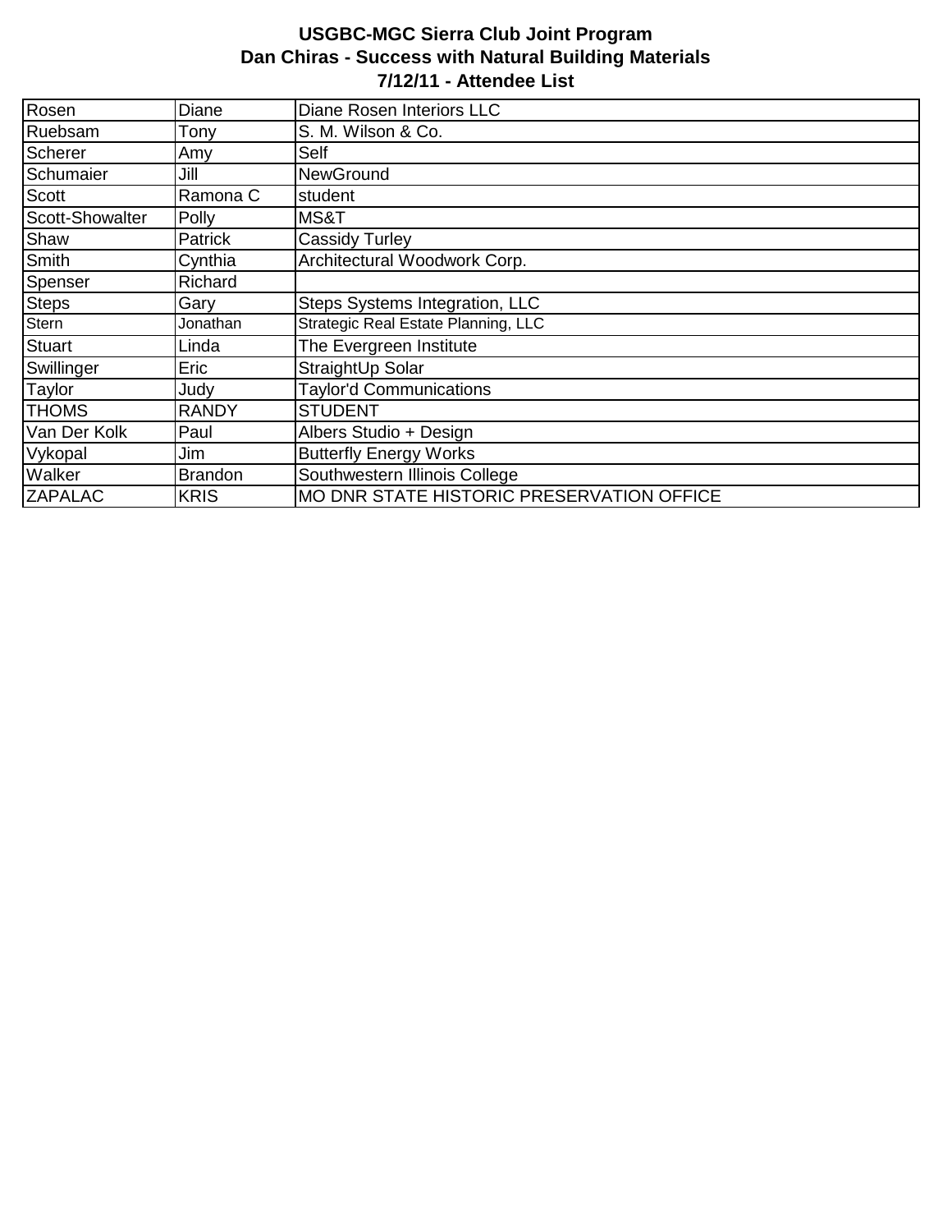**USGBC-MGC Sierra Club Joint Program**
**Dan Chiras - Success with Natural Building Materials**
**7/12/11 - Attendee List**

| | | |
|---|---|---|
| Rosen | Diane | Diane Rosen Interiors LLC |
| Ruebsam | Tony | S. M. Wilson & Co. |
| Scherer | Amy | Self |
| Schumaier | Jill | NewGround |
| Scott | Ramona C | student |
| Scott-Showalter | Polly | MS&T |
| Shaw | Patrick | Cassidy Turley |
| Smith | Cynthia | Architectural Woodwork Corp. |
| Spenser | Richard | |
| Steps | Gary | Steps Systems Integration, LLC |
| Stern | Jonathan | Strategic Real Estate Planning, LLC |
| Stuart | Linda | The Evergreen Institute |
| Swillinger | Eric | StraightUp Solar |
| Taylor | Judy | Taylor'd Communications |
| THOMS | RANDY | STUDENT |
| Van Der Kolk | Paul | Albers Studio + Design |
| Vykopal | Jim | Butterfly Energy Works |
| Walker | Brandon | Southwestern Illinois College |
| ZAPALAC | KRIS | MO DNR STATE HISTORIC PRESERVATION OFFICE |